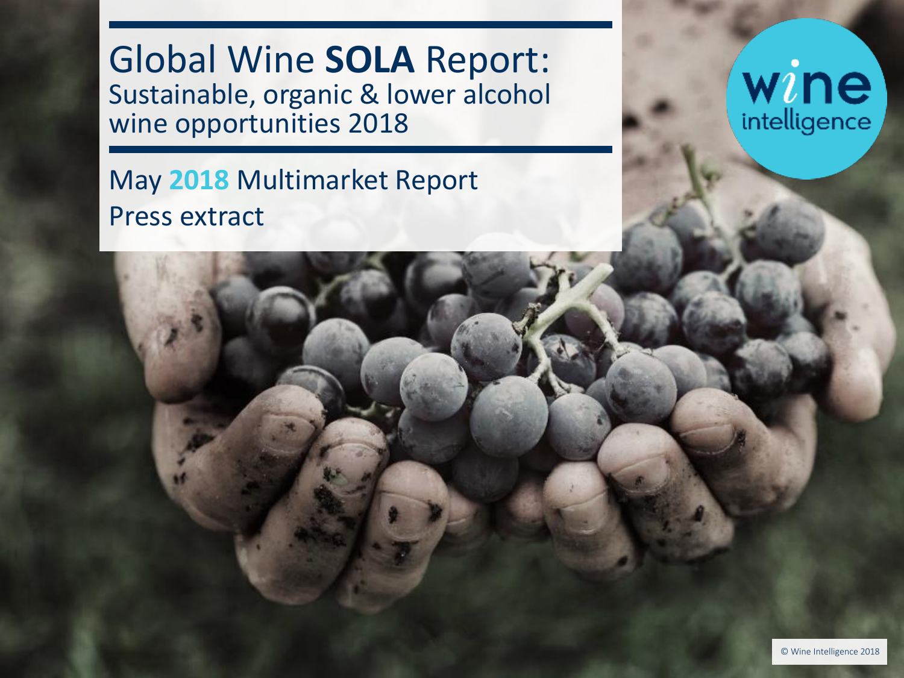# Global Wine **SOLA** Report:
## Sustainable, organic & lower alcohol wine opportunities 2018

May **2018** Multimarket Report

Press extract

wine intelligence

© Wine Intelligence 2018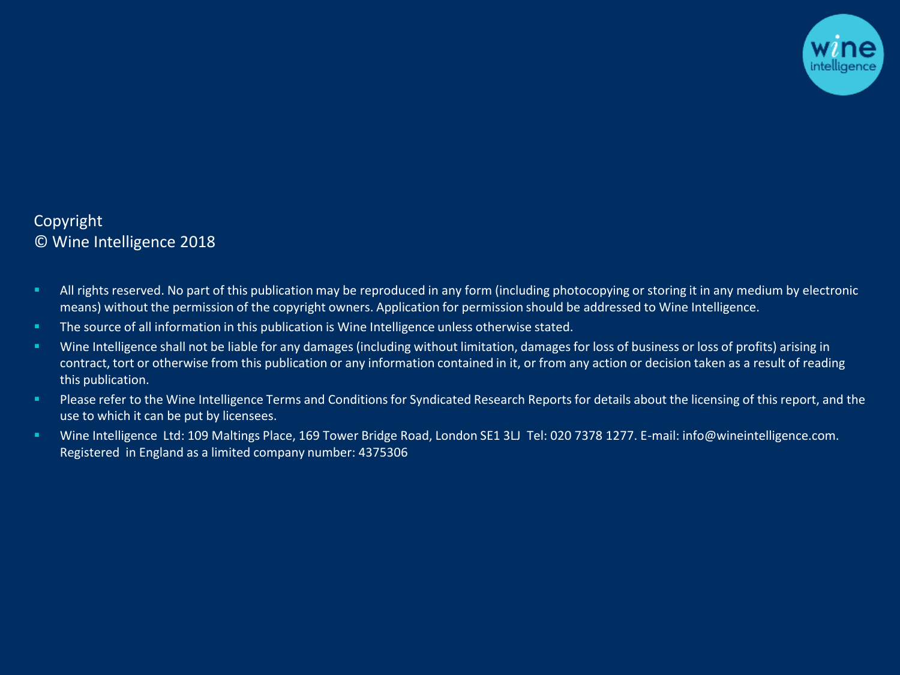Copyright
© Wine Intelligence 2018

- All rights reserved. No part of this publication may be reproduced in any form (including photocopying or storing it in any medium by electronic means) without the permission of the copyright owners. Application for permission should be addressed to Wine Intelligence.
- The source of all information in this publication is Wine Intelligence unless otherwise stated.
- Wine Intelligence shall not be liable for any damages (including without limitation, damages for loss of business or loss of profits) arising in contract, tort or otherwise from this publication or any information contained in it, or from any action or decision taken as a result of reading this publication.
- Please refer to the Wine Intelligence Terms and Conditions for Syndicated Research Reports for details about the licensing of this report, and the use to which it can be put by licensees.
- Wine Intelligence Ltd: 109 Maltings Place, 169 Tower Bridge Road, London SE1 3LJ Tel: 020 7378 1277. E-mail: info@wineintelligence.com. Registered in England as a limited company number: 4375306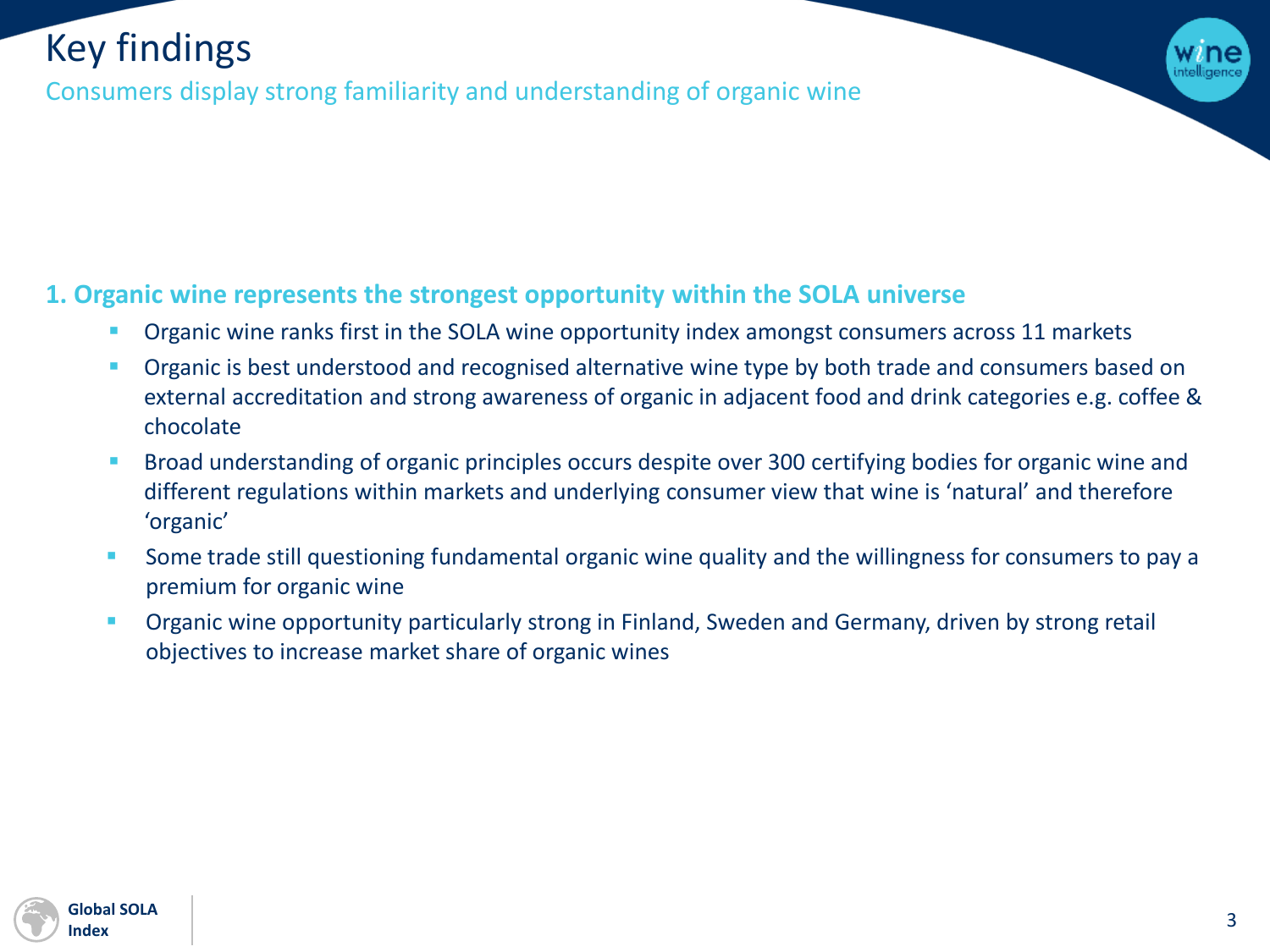# Key findings

## Consumers display strong familiarity and understanding of organic wine

### 1. Organic wine represents the strongest opportunity within the SOLA universe

- Organic wine ranks first in the SOLA wine opportunity index amongst consumers across 11 markets
- Organic is best understood and recognised alternative wine type by both trade and consumers based on external accreditation and strong awareness of organic in adjacent food and drink categories e.g. coffee & chocolate
- Broad understanding of organic principles occurs despite over 300 certifying bodies for organic wine and different regulations within markets and underlying consumer view that wine is 'natural' and therefore 'organic'
- Some trade still questioning fundamental organic wine quality and the willingness for consumers to pay a premium for organic wine
- Organic wine opportunity particularly strong in Finland, Sweden and Germany, driven by strong retail objectives to increase market share of organic wines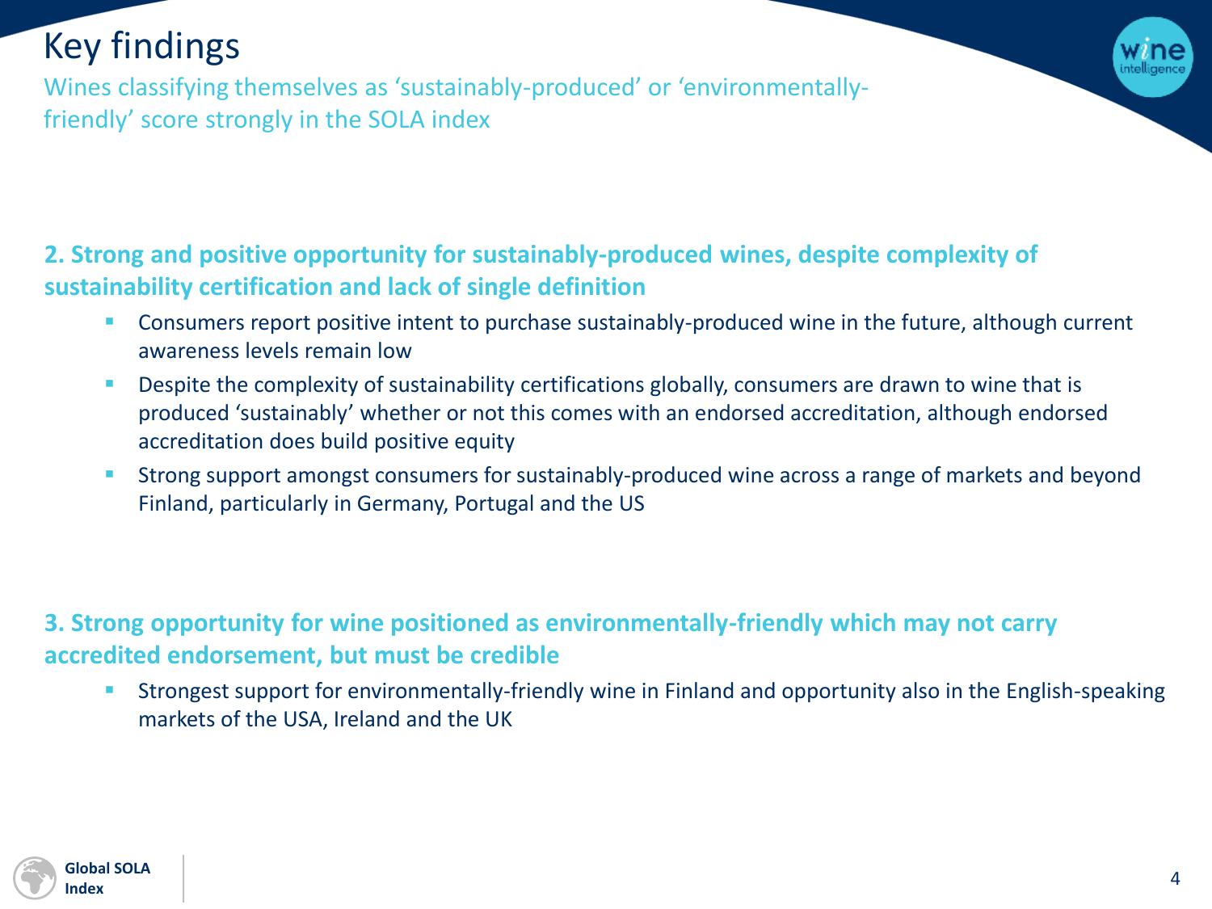# Key findings

Wines classifying themselves as 'sustainably-produced' or 'environmentally-friendly' score strongly in the SOLA index

**2. Strong and positive opportunity for sustainably-produced wines, despite complexity of sustainability certification and lack of single definition**

- Consumers report positive intent to purchase sustainably-produced wine in the future, although current awareness levels remain low
- Despite the complexity of sustainability certifications globally, consumers are drawn to wine that is produced 'sustainably' whether or not this comes with an endorsed accreditation, although endorsed accreditation does build positive equity
- Strong support amongst consumers for sustainably-produced wine across a range of markets and beyond Finland, particularly in Germany, Portugal and the US

**3. Strong opportunity for wine positioned as environmentally-friendly which may not carry accredited endorsement, but must be credible**

- Strongest support for environmentally-friendly wine in Finland and opportunity also in the English-speaking markets of the USA, Ireland and the UK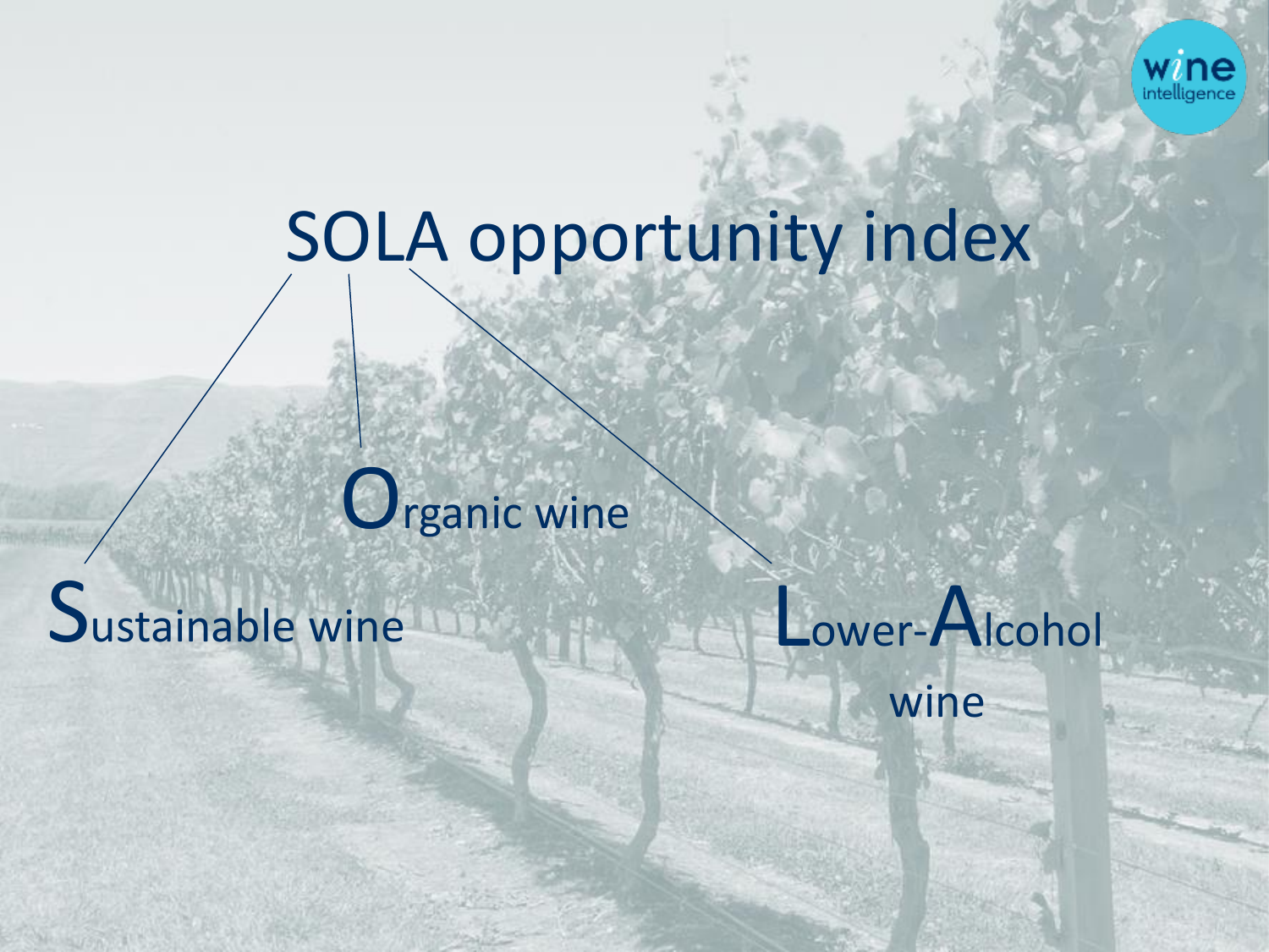# SOLA opportunity index

**S**ustainable wine

**O**rganic wine

**L**ower-**A**lcohol wine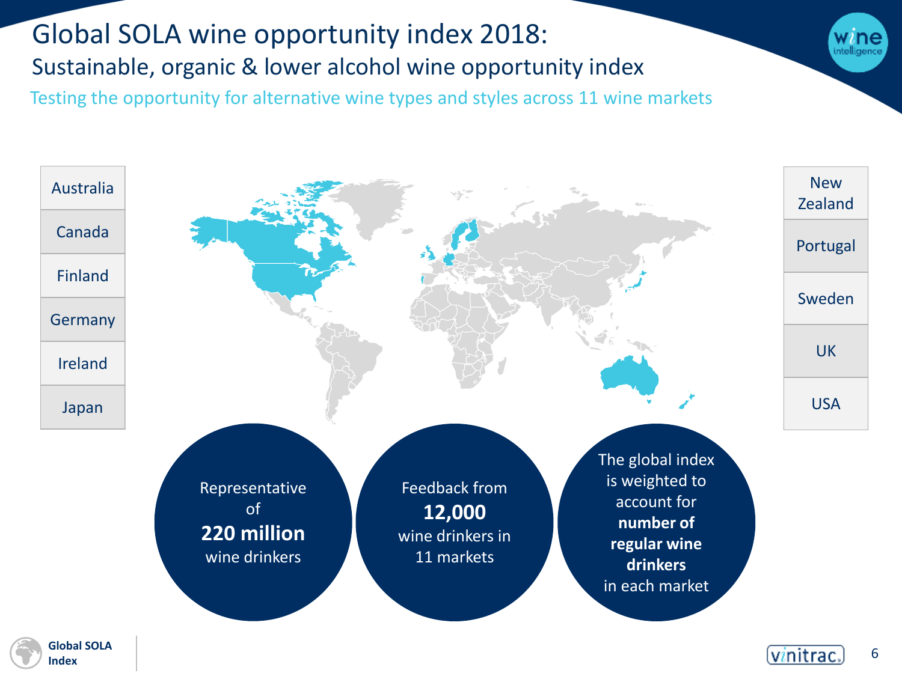# Global SOLA wine opportunity index 2018:

## Sustainable, organic & lower alcohol wine opportunity index

Testing the opportunity for alternative wine types and styles across 11 wine markets

- Australia
- Canada
- Finland
- Germany
- Ireland
- Japan
- New Zealand
- Portugal
- Sweden
- UK
- USA

Representative of **220 million** wine drinkers

Feedback from **12,000** wine drinkers in 11 markets

The global index is weighted to account for **number of regular wine drinkers** in each market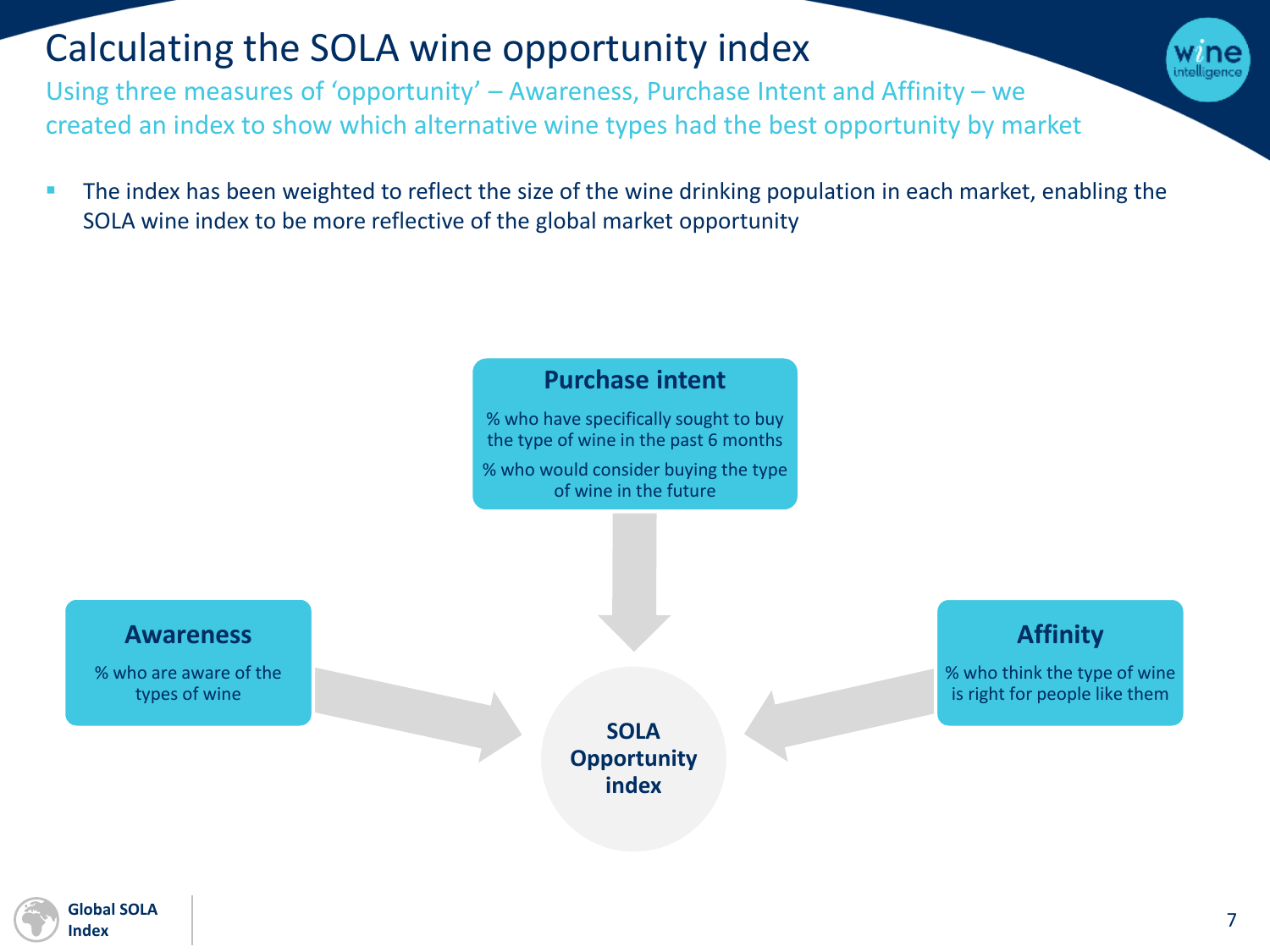# Calculating the SOLA wine opportunity index

Using three measures of 'opportunity' – Awareness, Purchase Intent and Affinity – we created an index to show which alternative wine types had the best opportunity by market

- The index has been weighted to reflect the size of the wine drinking population in each market, enabling the SOLA wine index to be more reflective of the global market opportunity

**Purchase intent**

% who have specifically sought to buy the type of wine in the past 6 months

% who would consider buying the type of wine in the future

**Awareness**

% who are aware of the types of wine

**Affinity**

% who think the type of wine is right for people like them

**SOLA Opportunity index**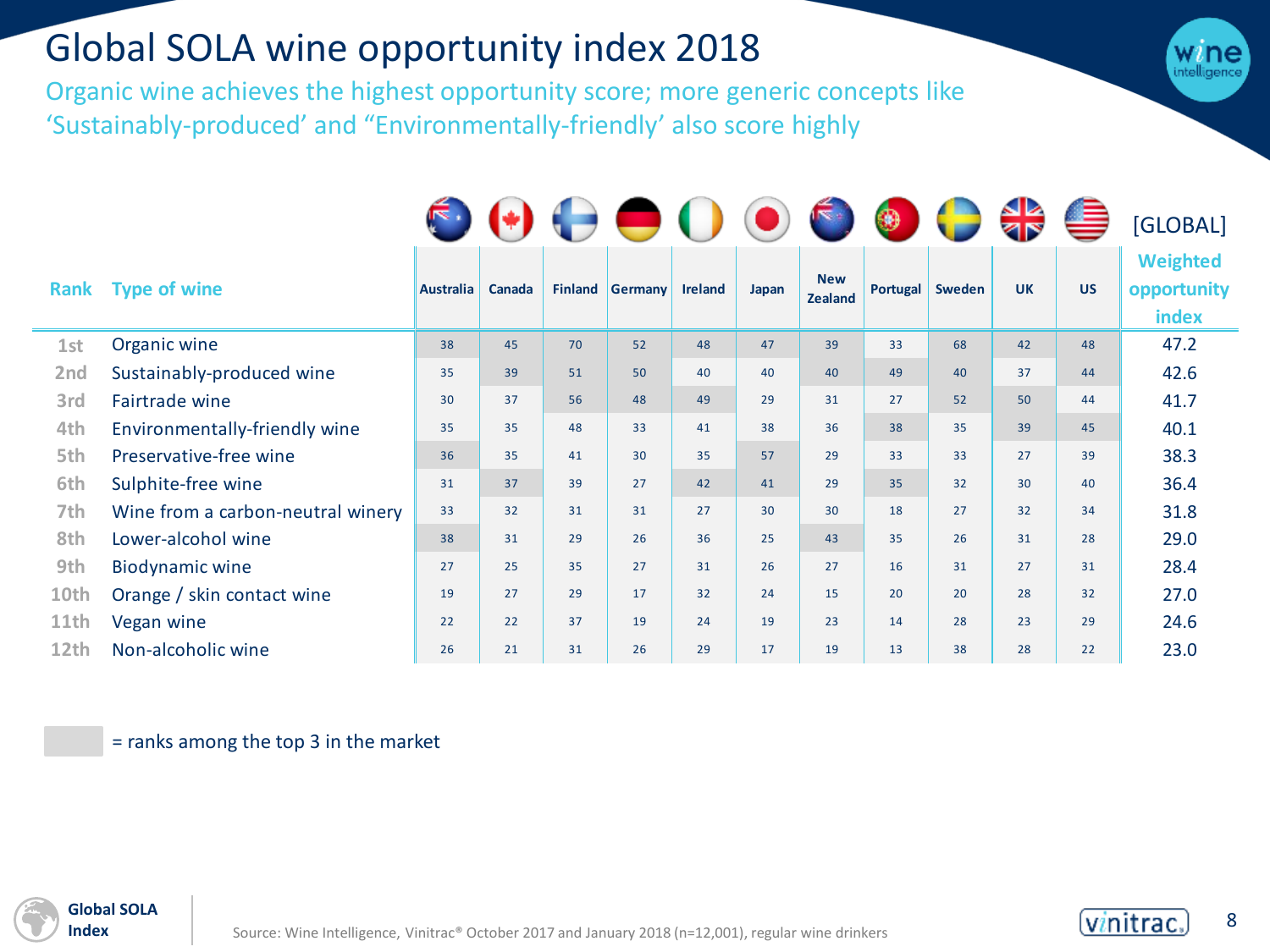# Global SOLA wine opportunity index 2018

Organic wine achieves the highest opportunity score; more generic concepts like 'Sustainably-produced' and "Environmentally-friendly' also score highly

| Rank | Type of wine | Australia | Canada | Finland | Germany | Ireland | Japan | New Zealand | Portugal | Sweden | UK | US | [GLOBAL] Weighted opportunity index |
|---|---|---|---|---|---|---|---|---|---|---|---|---|---|
| 1st | Organic wine | 38 | 45 | 70 | 52 | 48 | 47 | 39 | 33 | 68 | 42 | 48 | 47.2 |
| 2nd | Sustainably-produced wine | 35 | 39 | 51 | 50 | 40 | 40 | 40 | 49 | 40 | 37 | 44 | 42.6 |
| 3rd | Fairtrade wine | 30 | 37 | 56 | 48 | 49 | 29 | 31 | 27 | 52 | 50 | 44 | 41.7 |
| 4th | Environmentally-friendly wine | 35 | 35 | 48 | 33 | 41 | 38 | 36 | 38 | 35 | 39 | 45 | 40.1 |
| 5th | Preservative-free wine | 36 | 35 | 41 | 30 | 35 | 57 | 29 | 33 | 33 | 27 | 39 | 38.3 |
| 6th | Sulphite-free wine | 31 | 37 | 39 | 27 | 42 | 41 | 29 | 35 | 32 | 30 | 40 | 36.4 |
| 7th | Wine from a carbon-neutral winery | 33 | 32 | 31 | 31 | 27 | 30 | 30 | 18 | 27 | 32 | 34 | 31.8 |
| 8th | Lower-alcohol wine | 38 | 31 | 29 | 26 | 36 | 25 | 43 | 35 | 26 | 31 | 28 | 29.0 |
| 9th | Biodynamic wine | 27 | 25 | 35 | 27 | 31 | 26 | 27 | 16 | 31 | 27 | 31 | 28.4 |
| 10th | Orange / skin contact wine | 19 | 27 | 29 | 17 | 32 | 24 | 15 | 20 | 20 | 28 | 32 | 27.0 |
| 11th | Vegan wine | 22 | 22 | 37 | 19 | 24 | 19 | 23 | 14 | 28 | 23 | 29 | 24.6 |
| 12th | Non-alcoholic wine | 26 | 21 | 31 | 26 | 29 | 17 | 19 | 13 | 38 | 28 | 22 | 23.0 |

= ranks among the top 3 in the market

Global SOLA Index

Source: Wine Intelligence, Vinitrac® October 2017 and January 2018 (n=12,001), regular wine drinkers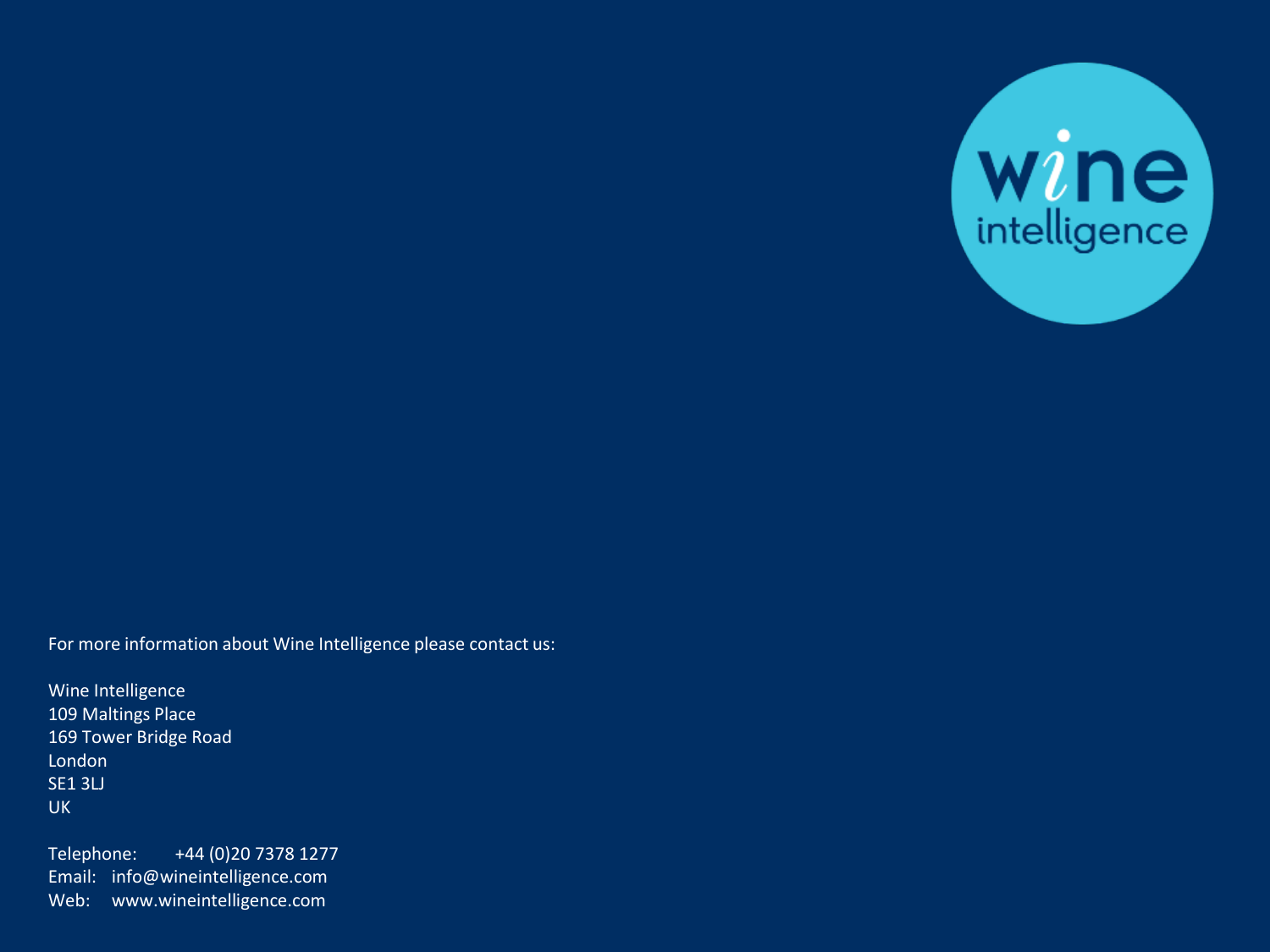For more information about Wine Intelligence please contact us:

Wine Intelligence
109 Maltings Place
169 Tower Bridge Road
London
SE1 3LJ
UK

Telephone: +44 (0)20 7378 1277
Email: info@wineintelligence.com
Web: www.wineintelligence.com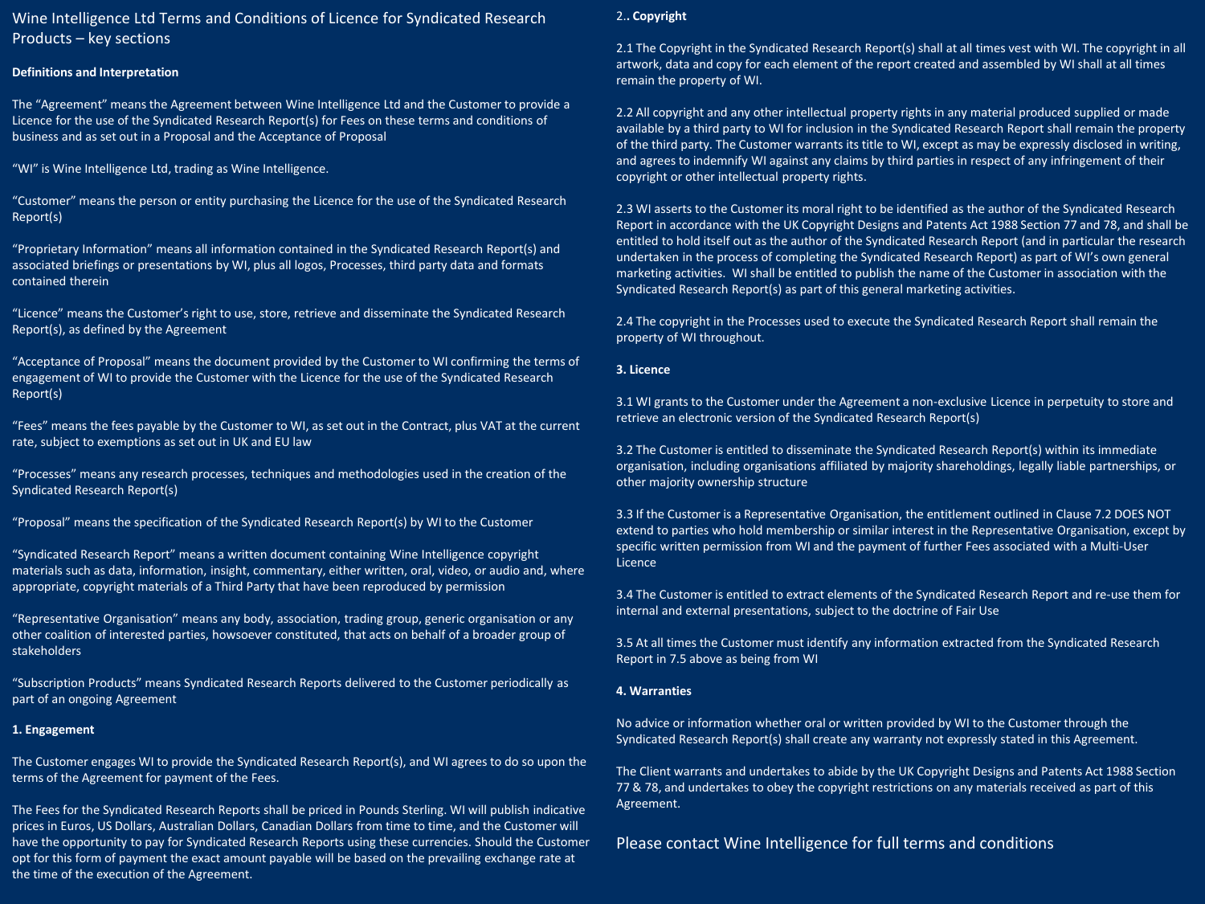# Wine Intelligence Ltd Terms and Conditions of Licence for Syndicated Research Products – key sections

**Definitions and Interpretation**

The "Agreement" means the Agreement between Wine Intelligence Ltd and the Customer to provide a Licence for the use of the Syndicated Research Report(s) for Fees on these terms and conditions of business and as set out in a Proposal and the Acceptance of Proposal

"WI" is Wine Intelligence Ltd, trading as Wine Intelligence.

"Customer" means the person or entity purchasing the Licence for the use of the Syndicated Research Report(s)

"Proprietary Information" means all information contained in the Syndicated Research Report(s) and associated briefings or presentations by WI, plus all logos, Processes, third party data and formats contained therein

"Licence" means the Customer's right to use, store, retrieve and disseminate the Syndicated Research Report(s), as defined by the Agreement

"Acceptance of Proposal" means the document provided by the Customer to WI confirming the terms of engagement of WI to provide the Customer with the Licence for the use of the Syndicated Research Report(s)

"Fees" means the fees payable by the Customer to WI, as set out in the Contract, plus VAT at the current rate, subject to exemptions as set out in UK and EU law

"Processes" means any research processes, techniques and methodologies used in the creation of the Syndicated Research Report(s)

"Proposal" means the specification of the Syndicated Research Report(s) by WI to the Customer

"Syndicated Research Report" means a written document containing Wine Intelligence copyright materials such as data, information, insight, commentary, either written, oral, video, or audio and, where appropriate, copyright materials of a Third Party that have been reproduced by permission

"Representative Organisation" means any body, association, trading group, generic organisation or any other coalition of interested parties, howsoever constituted, that acts on behalf of a broader group of stakeholders

"Subscription Products" means Syndicated Research Reports delivered to the Customer periodically as part of an ongoing Agreement

**1. Engagement**

The Customer engages WI to provide the Syndicated Research Report(s), and WI agrees to do so upon the terms of the Agreement for payment of the Fees.

The Fees for the Syndicated Research Reports shall be priced in Pounds Sterling. WI will publish indicative prices in Euros, US Dollars, Australian Dollars, Canadian Dollars from time to time, and the Customer will have the opportunity to pay for Syndicated Research Reports using these currencies. Should the Customer opt for this form of payment the exact amount payable will be based on the prevailing exchange rate at the time of the execution of the Agreement.

**2.. Copyright**

2.1 The Copyright in the Syndicated Research Report(s) shall at all times vest with WI. The copyright in all artwork, data and copy for each element of the report created and assembled by WI shall at all times remain the property of WI.

2.2 All copyright and any other intellectual property rights in any material produced supplied or made available by a third party to WI for inclusion in the Syndicated Research Report shall remain the property of the third party. The Customer warrants its title to WI, except as may be expressly disclosed in writing, and agrees to indemnify WI against any claims by third parties in respect of any infringement of their copyright or other intellectual property rights.

2.3 WI asserts to the Customer its moral right to be identified as the author of the Syndicated Research Report in accordance with the UK Copyright Designs and Patents Act 1988 Section 77 and 78, and shall be entitled to hold itself out as the author of the Syndicated Research Report (and in particular the research undertaken in the process of completing the Syndicated Research Report) as part of WI's own general marketing activities. WI shall be entitled to publish the name of the Customer in association with the Syndicated Research Report(s) as part of this general marketing activities.

2.4 The copyright in the Processes used to execute the Syndicated Research Report shall remain the property of WI throughout.

**3. Licence**

3.1 WI grants to the Customer under the Agreement a non-exclusive Licence in perpetuity to store and retrieve an electronic version of the Syndicated Research Report(s)

3.2 The Customer is entitled to disseminate the Syndicated Research Report(s) within its immediate organisation, including organisations affiliated by majority shareholdings, legally liable partnerships, or other majority ownership structure

3.3 If the Customer is a Representative Organisation, the entitlement outlined in Clause 7.2 DOES NOT extend to parties who hold membership or similar interest in the Representative Organisation, except by specific written permission from WI and the payment of further Fees associated with a Multi-User Licence

3.4 The Customer is entitled to extract elements of the Syndicated Research Report and re-use them for internal and external presentations, subject to the doctrine of Fair Use

3.5 At all times the Customer must identify any information extracted from the Syndicated Research Report in 7.5 above as being from WI

**4. Warranties**

No advice or information whether oral or written provided by WI to the Customer through the Syndicated Research Report(s) shall create any warranty not expressly stated in this Agreement.

The Client warrants and undertakes to abide by the UK Copyright Designs and Patents Act 1988 Section 77 & 78, and undertakes to obey the copyright restrictions on any materials received as part of this Agreement.

Please contact Wine Intelligence for full terms and conditions